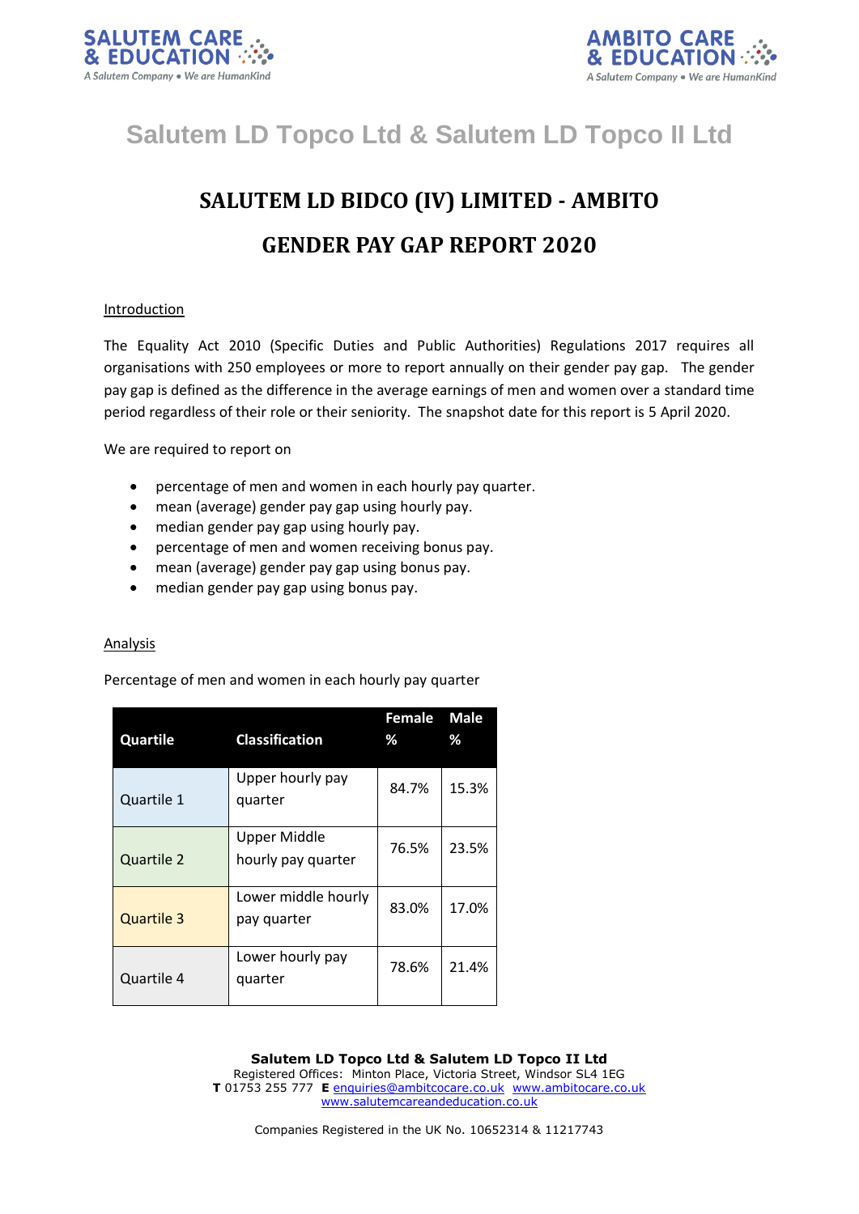# Salutem LD Topco Ltd & Salutem LD Topco II Ltd

## SALUTEM LD BIDCO (IV) LIMITED - AMBITO

## GENDER PAY GAP REPORT 2020

Introduction

The Equality Act 2010 (Specific Duties and Public Authorities) Regulations 2017 requires all organisations with 250 employees or more to report annually on their gender pay gap. The gender pay gap is defined as the difference in the average earnings of men and women over a standard time period regardless of their role or their seniority. The snapshot date for this report is 5 April 2020.

We are required to report on

- percentage of men and women in each hourly pay quarter.
- mean (average) gender pay gap using hourly pay.
- median gender pay gap using hourly pay.
- percentage of men and women receiving bonus pay.
- mean (average) gender pay gap using bonus pay.
- median gender pay gap using bonus pay.

Analysis

Percentage of men and women in each hourly pay quarter

| Quartile | Classification | Female % | Male % |
|---|---|---|---|
| Quartile 1 | Upper hourly pay quarter | 84.7% | 15.3% |
| Quartile 2 | Upper Middle hourly pay quarter | 76.5% | 23.5% |
| Quartile 3 | Lower middle hourly pay quarter | 83.0% | 17.0% |
| Quartile 4 | Lower hourly pay quarter | 78.6% | 21.4% |

**Salutem LD Topco Ltd & Salutem LD Topco II Ltd**
Registered Offices: Minton Place, Victoria Street, Windsor SL4 1EG
**T** 01753 255 777 **E** enquiries@ambitocare.co.uk www.ambitocare.co.uk
www.salutemcareandeducation.co.uk

Companies Registered in the UK No. 10652314 & 11217743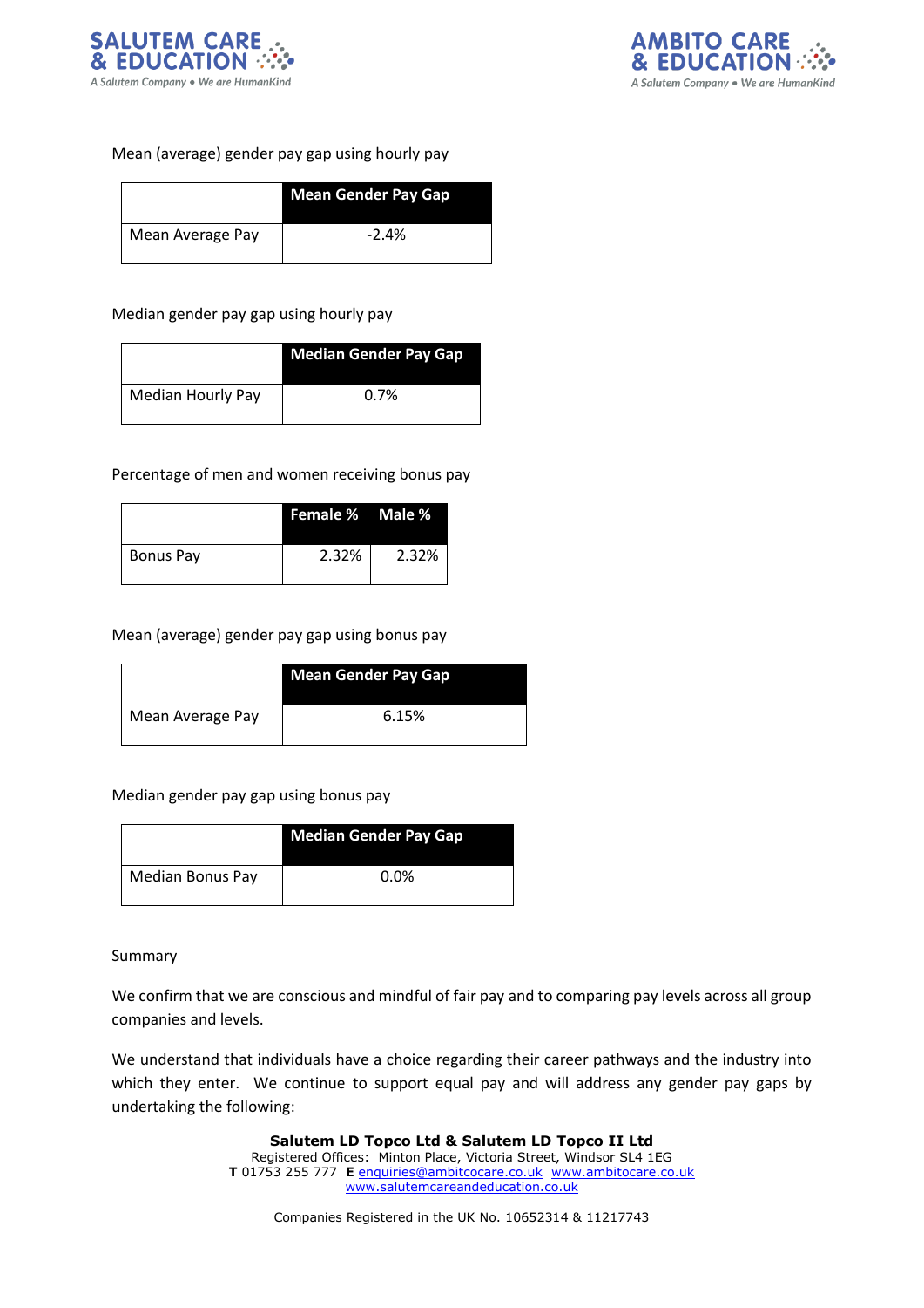Mean (average) gender pay gap using hourly pay

| | Mean Gender Pay Gap |
|---|---|
| Mean Average Pay | -2.4% |

Median gender pay gap using hourly pay

| | Median Gender Pay Gap |
|---|---|
| Median Hourly Pay | 0.7% |

Percentage of men and women receiving bonus pay

| | Female % | Male % |
|---|---|---|
| Bonus Pay | 2.32% | 2.32% |

Mean (average) gender pay gap using bonus pay

| | Mean Gender Pay Gap |
|---|---|
| Mean Average Pay | 6.15% |

Median gender pay gap using bonus pay

| | Median Gender Pay Gap |
|---|---|
| Median Bonus Pay | 0.0% |

Summary

We confirm that we are conscious and mindful of fair pay and to comparing pay levels across all group companies and levels.

We understand that individuals have a choice regarding their career pathways and the industry into which they enter. We continue to support equal pay and will address any gender pay gaps by undertaking the following: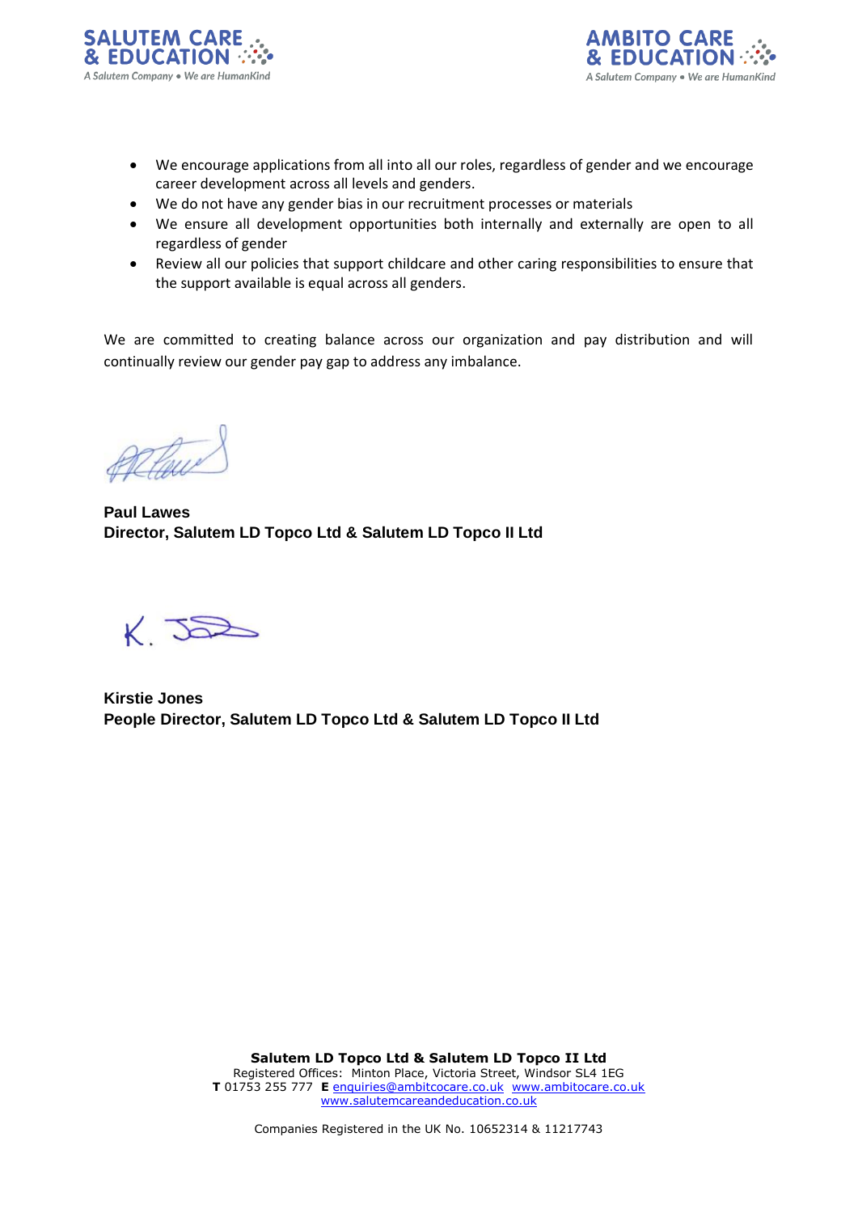- We encourage applications from all into all our roles, regardless of gender and we encourage career development across all levels and genders.
- We do not have any gender bias in our recruitment processes or materials
- We ensure all development opportunities both internally and externally are open to all regardless of gender
- Review all our policies that support childcare and other caring responsibilities to ensure that the support available is equal across all genders.

We are committed to creating balance across our organization and pay distribution and will continually review our gender pay gap to address any imbalance.

**Paul Lawes**
**Director, Salutem LD Topco Ltd & Salutem LD Topco II Ltd**

**Kirstie Jones**
**People Director, Salutem LD Topco Ltd & Salutem LD Topco II Ltd**

**Salutem LD Topco Ltd & Salutem LD Topco II Ltd**
Registered Offices: Minton Place, Victoria Street, Windsor SL4 1EG
**T** 01753 255 777 **E** enquiries@ambitcocare.co.uk www.ambitocare.co.uk
www.salutemcareandeducation.co.uk

Companies Registered in the UK No. 10652314 & 11217743